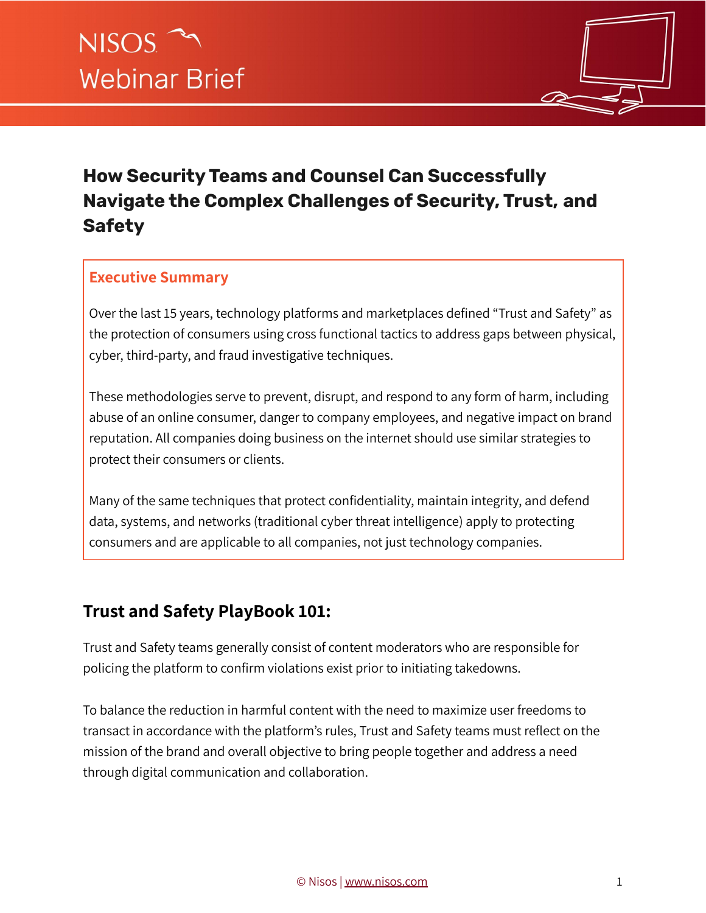NISOS
Webinar Brief

# How Security Teams and Counsel Can Successfully Navigate the Complex Challenges of Security, Trust, and Safety

## Executive Summary

Over the last 15 years, technology platforms and marketplaces defined "Trust and Safety" as the protection of consumers using cross functional tactics to address gaps between physical, cyber, third-party, and fraud investigative techniques.

These methodologies serve to prevent, disrupt, and respond to any form of harm, including abuse of an online consumer, danger to company employees, and negative impact on brand reputation. All companies doing business on the internet should use similar strategies to protect their consumers or clients.

Many of the same techniques that protect confidentiality, maintain integrity, and defend data, systems, and networks (traditional cyber threat intelligence) apply to protecting consumers and are applicable to all companies, not just technology companies.

## Trust and Safety PlayBook 101:

Trust and Safety teams generally consist of content moderators who are responsible for policing the platform to confirm violations exist prior to initiating takedowns.

To balance the reduction in harmful content with the need to maximize user freedoms to transact in accordance with the platform's rules, Trust and Safety teams must reflect on the mission of the brand and overall objective to bring people together and address a need through digital communication and collaboration.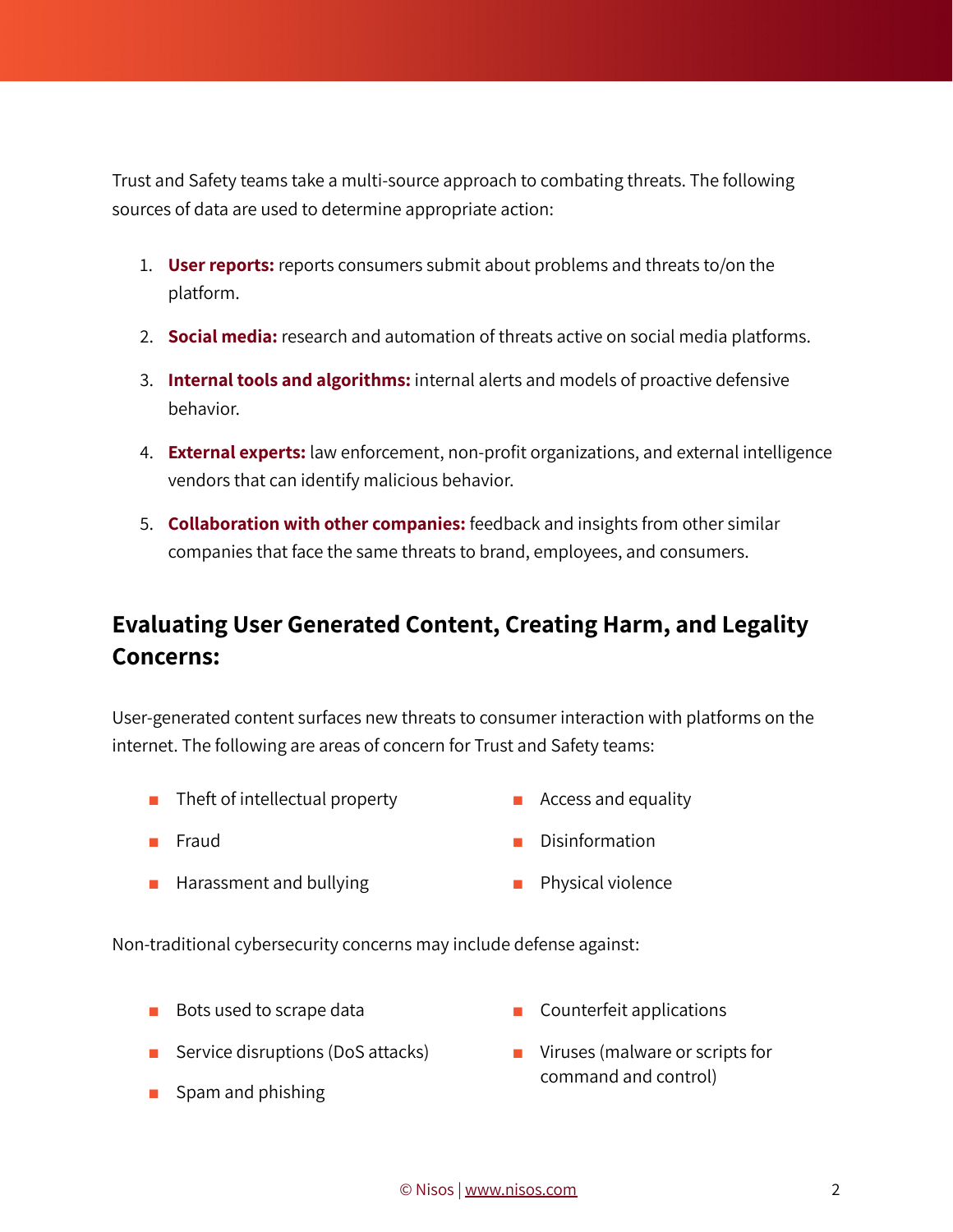Trust and Safety teams take a multi-source approach to combating threats. The following sources of data are used to determine appropriate action:

1. **User reports:** reports consumers submit about problems and threats to/on the platform.
2. **Social media:** research and automation of threats active on social media platforms.
3. **Internal tools and algorithms:** internal alerts and models of proactive defensive behavior.
4. **External experts:** law enforcement, non-profit organizations, and external intelligence vendors that can identify malicious behavior.
5. **Collaboration with other companies:** feedback and insights from other similar companies that face the same threats to brand, employees, and consumers.

## Evaluating User Generated Content, Creating Harm, and Legality Concerns:

User-generated content surfaces new threats to consumer interaction with platforms on the internet. The following are areas of concern for Trust and Safety teams:

- Theft of intellectual property
- Fraud
- Harassment and bullying
- Access and equality
- Disinformation
- Physical violence

Non-traditional cybersecurity concerns may include defense against:

- Bots used to scrape data
- Service disruptions (DoS attacks)
- Spam and phishing
- Counterfeit applications
- Viruses (malware or scripts for command and control)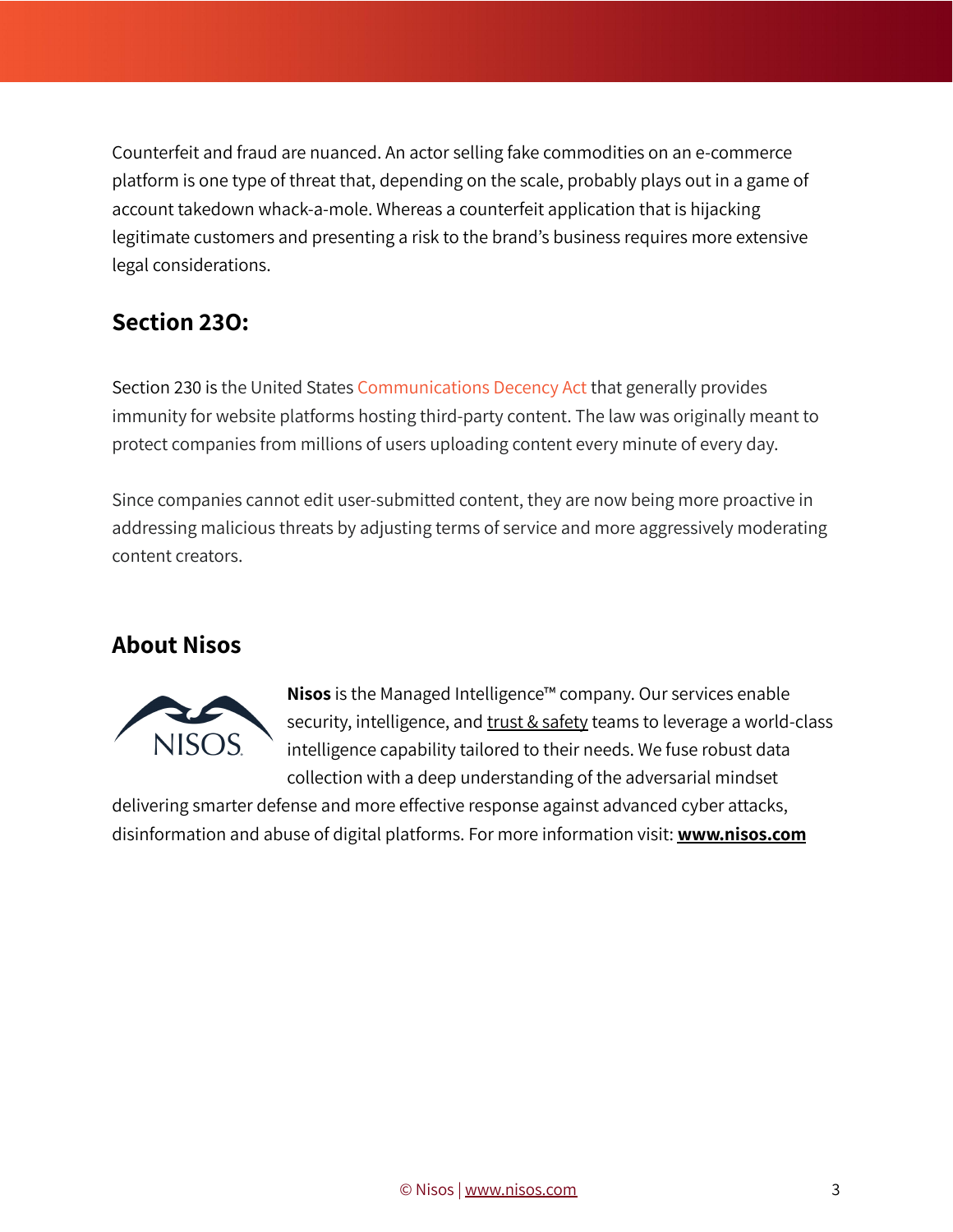Counterfeit and fraud are nuanced. An actor selling fake commodities on an e-commerce platform is one type of threat that, depending on the scale, probably plays out in a game of account takedown whack-a-mole. Whereas a counterfeit application that is hijacking legitimate customers and presenting a risk to the brand's business requires more extensive legal considerations.

## Section 230:

Section 230 is the United States Communications Decency Act that generally provides immunity for website platforms hosting third-party content. The law was originally meant to protect companies from millions of users uploading content every minute of every day.

Since companies cannot edit user-submitted content, they are now being more proactive in addressing malicious threats by adjusting terms of service and more aggressively moderating content creators.

## About Nisos

**Nisos** is the Managed Intelligence™ company. Our services enable security, intelligence, and trust & safety teams to leverage a world-class intelligence capability tailored to their needs. We fuse robust data collection with a deep understanding of the adversarial mindset delivering smarter defense and more effective response against advanced cyber attacks, disinformation and abuse of digital platforms. For more information visit: **www.nisos.com**